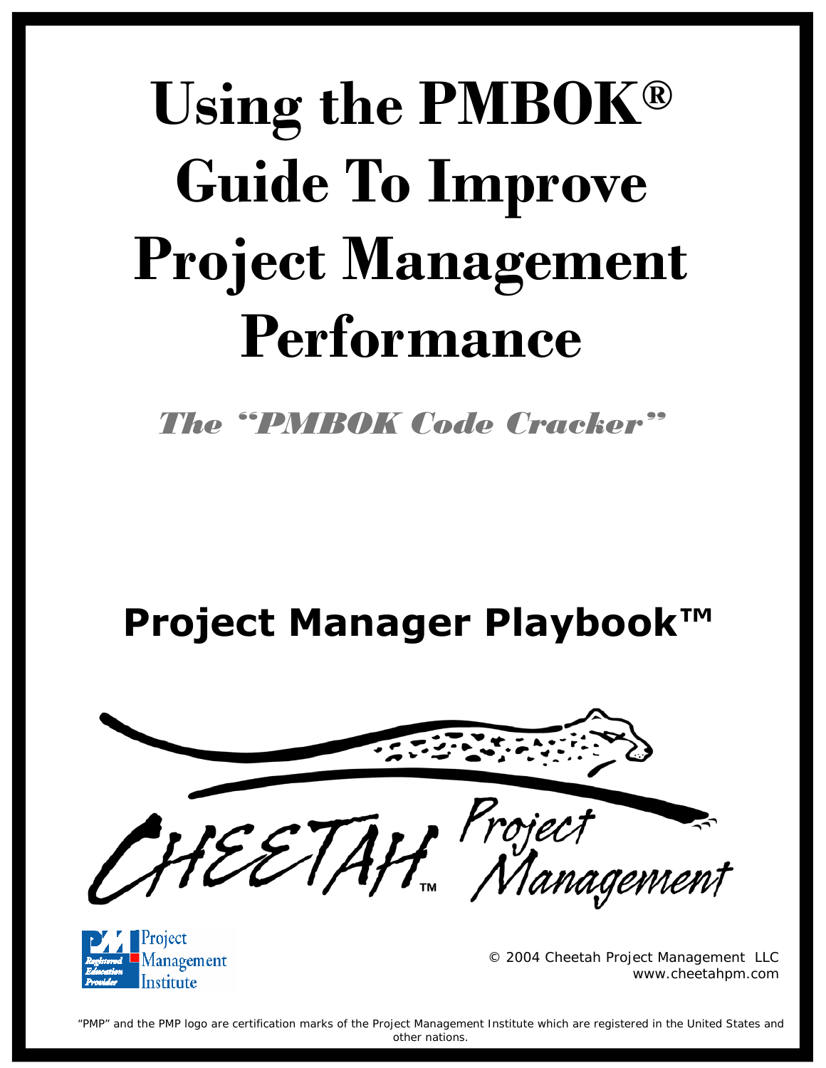# Using the PMBOK® Guide To Improve Project Management Performance

***The "PMBOK Code Cracker"***

## Project Manager Playbook™

CHEETAH™ Project Management

Project Management Institute — Registered Education Provider

© 2004 Cheetah Project Management LLC
www.cheetahpm.com

"PMP" and the PMP logo are certification marks of the Project Management Institute which are registered in the United States and other nations.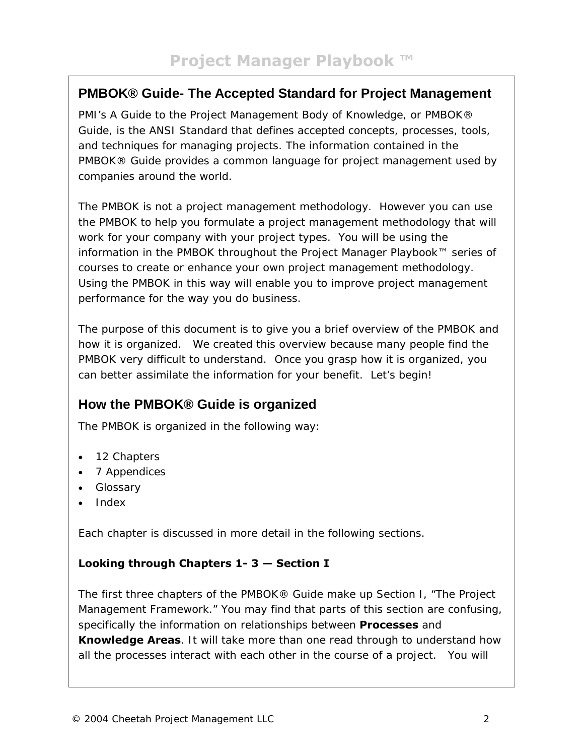## PMBOK® Guide- The Accepted Standard for Project Management

PMI's A Guide to the Project Management Body of Knowledge, or PMBOK® Guide, is the ANSI Standard that defines accepted concepts, processes, tools, and techniques for managing projects. The information contained in the PMBOK® Guide provides a common language for project management used by companies around the world.

The PMBOK is not a project management methodology. However you can use the PMBOK to help you formulate a project management methodology that will work for your company with your project types. You will be using the information in the PMBOK throughout the Project Manager Playbook™ series of courses to create or enhance your own project management methodology. Using the PMBOK in this way will enable you to improve project management performance for the way you do business.

The purpose of this document is to give you a brief overview of the PMBOK and how it is organized. We created this overview because many people find the PMBOK very difficult to understand. Once you grasp how it is organized, you can better assimilate the information for your benefit. Let's begin!

## How the PMBOK® Guide is organized

The PMBOK is organized in the following way:

- 12 Chapters
- 7 Appendices
- Glossary
- Index

Each chapter is discussed in more detail in the following sections.

**Looking through Chapters 1- 3 — Section I**

The first three chapters of the PMBOK® Guide make up Section I, "The Project Management Framework." You may find that parts of this section are confusing, specifically the information on relationships between **Processes** and **Knowledge Areas**. It will take more than one read through to understand how all the processes interact with each other in the course of a project. You will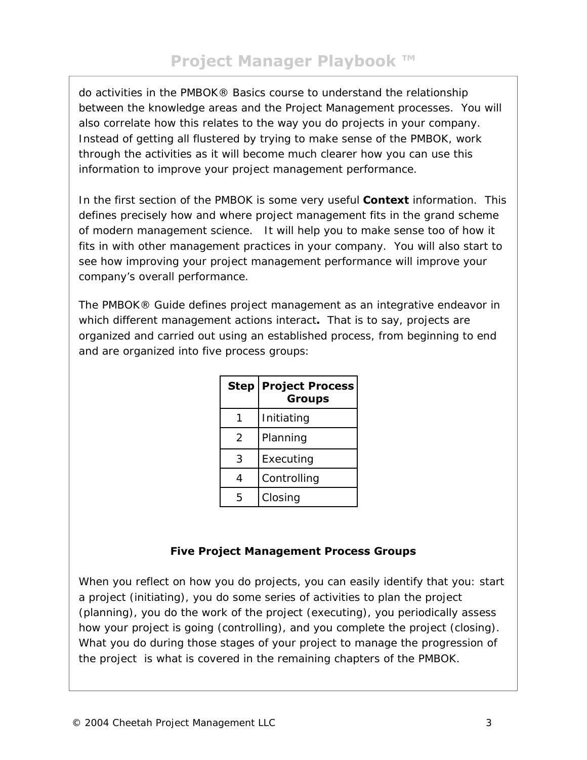do activities in the PMBOK® Basics course to understand the relationship between the knowledge areas and the Project Management processes.  You will also correlate how this relates to the way you do projects in your company.  Instead of getting all flustered by trying to make sense of the PMBOK, work through the activities as it will become much clearer how you can use this information to improve your project management performance.

In the first section of the PMBOK is some very useful **Context** information.  This defines precisely how and where project management fits in the grand scheme of modern management science.   It will help you to make sense too of how it fits in with other management practices in your company.  You will also start to see how improving your project management performance will improve your company's overall performance.

The PMBOK® Guide defines project management as an integrative endeavor in which different management actions interact**.**  That is to say, projects are organized and carried out using an established process, from beginning to end and are organized into five process groups:

| Step | Project Process Groups |
| --- | --- |
| 1 | Initiating |
| 2 | Planning |
| 3 | Executing |
| 4 | Controlling |
| 5 | Closing |

**Five Project Management Process Groups**

When you reflect on how you do projects, you can easily identify that you: start a project (initiating), you do some series of activities to plan the project (planning), you do the work of the project (executing), you periodically assess how your project is going (controlling), and you complete the project (closing).  What you do during those stages of your project to manage the progression of the project  is what is covered in the remaining chapters of the PMBOK.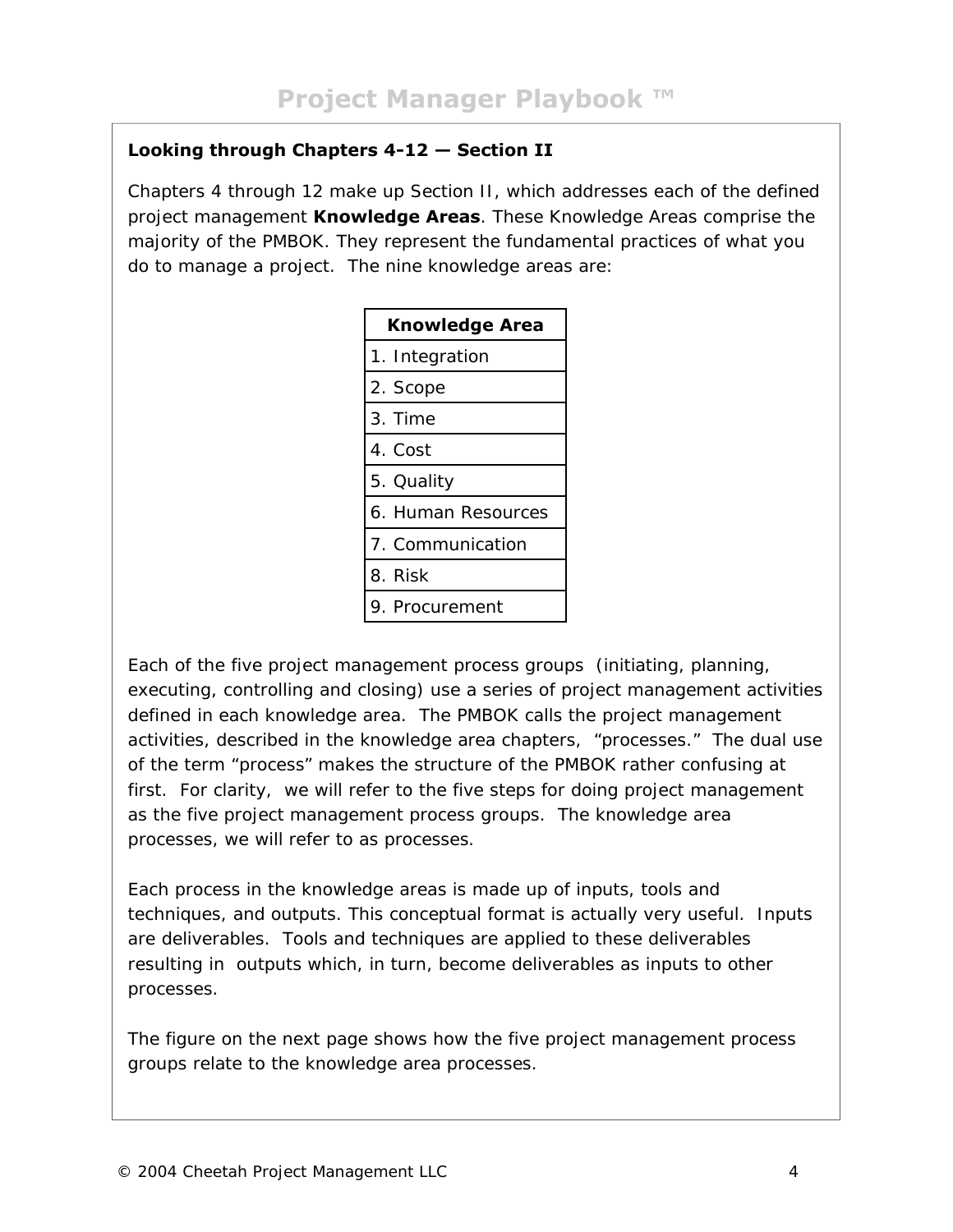## Looking through Chapters 4-12 — Section II

Chapters 4 through 12 make up Section II, which addresses each of the defined project management **Knowledge Areas**. These Knowledge Areas comprise the majority of the PMBOK. They represent the fundamental practices of what you do to manage a project. The nine knowledge areas are:

| Knowledge Area |
|---|
| 1. Integration |
| 2. Scope |
| 3. Time |
| 4. Cost |
| 5. Quality |
| 6. Human Resources |
| 7. Communication |
| 8. Risk |
| 9. Procurement |

Each of the five project management process groups (initiating, planning, executing, controlling and closing) use a series of project management activities defined in each knowledge area. The PMBOK calls the project management activities, described in the knowledge area chapters, "processes." The dual use of the term "process" makes the structure of the PMBOK rather confusing at first. For clarity, we will refer to the five steps for doing project management as the five project management process groups. The knowledge area processes, we will refer to as processes.

Each process in the knowledge areas is made up of inputs, tools and techniques, and outputs. This conceptual format is actually very useful. Inputs are deliverables. Tools and techniques are applied to these deliverables resulting in outputs which, in turn, become deliverables as inputs to other processes.

The figure on the next page shows how the five project management process groups relate to the knowledge area processes.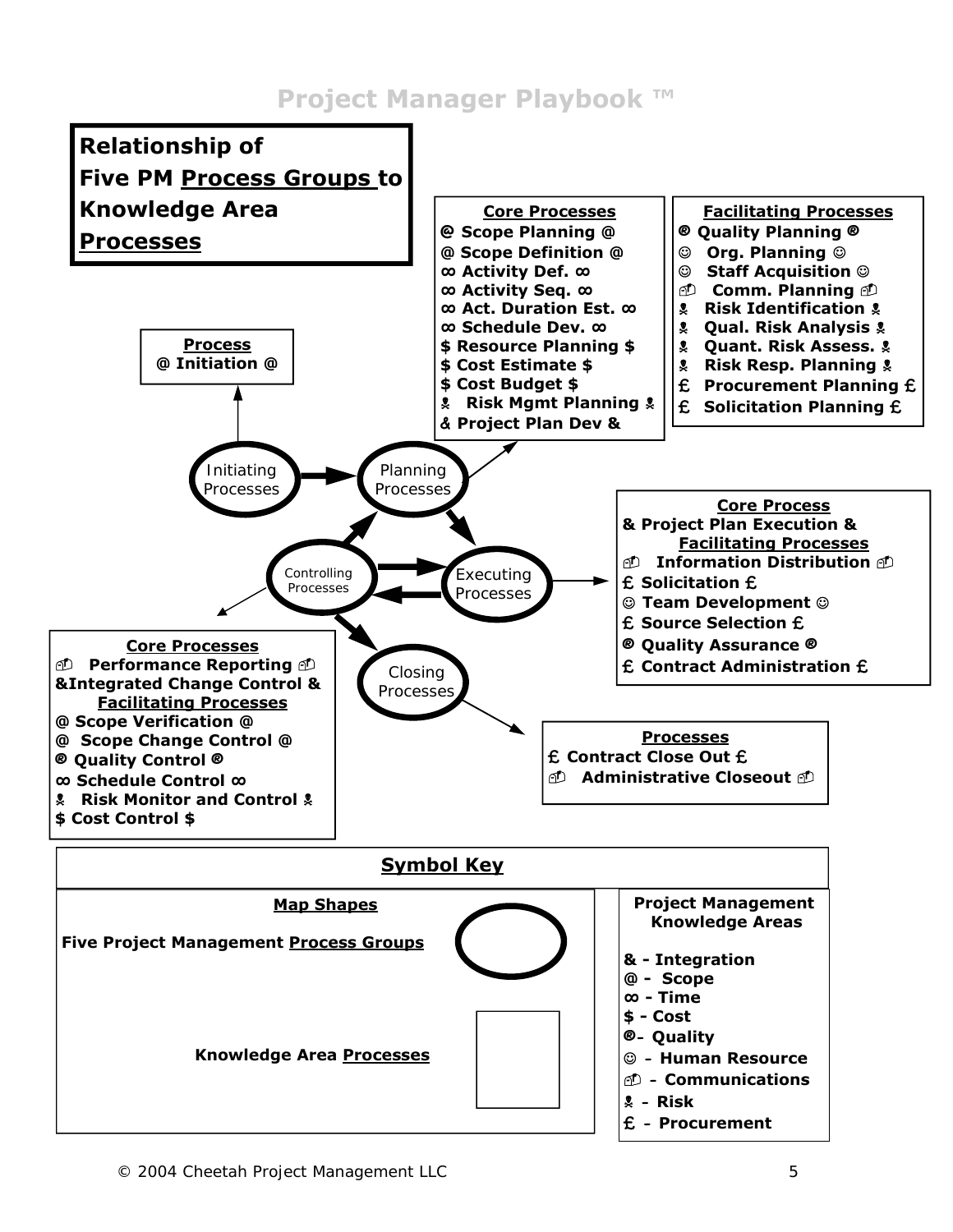# Relationship of Five PM <u>Process Groups</u> to Knowledge Area <u>Processes</u>

**Process**
**@ Initiation @**

Initiating Processes → Planning Processes

**Core Processes**
- **@ Scope Planning @**
- **@ Scope Definition @**
- **∞ Activity Def. ∞**
- **∞ Activity Seq. ∞**
- **∞ Act. Duration Est. ∞**
- **∞ Schedule Dev. ∞**
- **$ Resource Planning $**
- **$ Cost Estimate $**
- **$ Cost Budget $**
- **☠ Risk Mgmt Planning ☠**
- **& Project Plan Dev &**

**Facilitating Processes**
- **® Quality Planning ®**
- **☺ Org. Planning ☺**
- **☺ Staff Acquisition ☺**
- **✉ Comm. Planning ✉**
- **☠ Risk Identification ☠**
- **☠ Qual. Risk Analysis ☠**
- **☠ Quant. Risk Assess. ☠**
- **☠ Risk Resp. Planning ☠**
- **£ Procurement Planning £**
- **£ Solicitation Planning £**

Executing Processes

**Core Process**
- **& Project Plan Execution &**

**Facilitating Processes**
- **✉ Information Distribution ✉**
- **£ Solicitation £**
- **☺ Team Development ☺**
- **£ Source Selection £**
- **® Quality Assurance ®**
- **£ Contract Administration £**

Controlling Processes

**Core Processes**
- **✉ Performance Reporting ✉**
- **&Integrated Change Control &**

**Facilitating Processes**
- **@ Scope Verification @**
- **@ Scope Change Control @**
- **® Quality Control ®**
- **∞ Schedule Control ∞**
- **☠ Risk Monitor and Control ☠**
- **$ Cost Control $**

Closing Processes

**Processes**
- **£ Contract Close Out £**
- **✉ Administrative Closeout ✉**

## Symbol Key

**Map Shapes**

- **Five Project Management Process Groups** (oval)
- **Knowledge Area Processes** (rectangle)

**Project Management Knowledge Areas**
- **& - Integration**
- **@ - Scope**
- **∞ - Time**
- **$ - Cost**
- **® - Quality**
- **☺ – Human Resource**
- **✉ – Communications**
- **☠ – Risk**
- **£ – Procurement**

© 2004 Cheetah Project Management LLC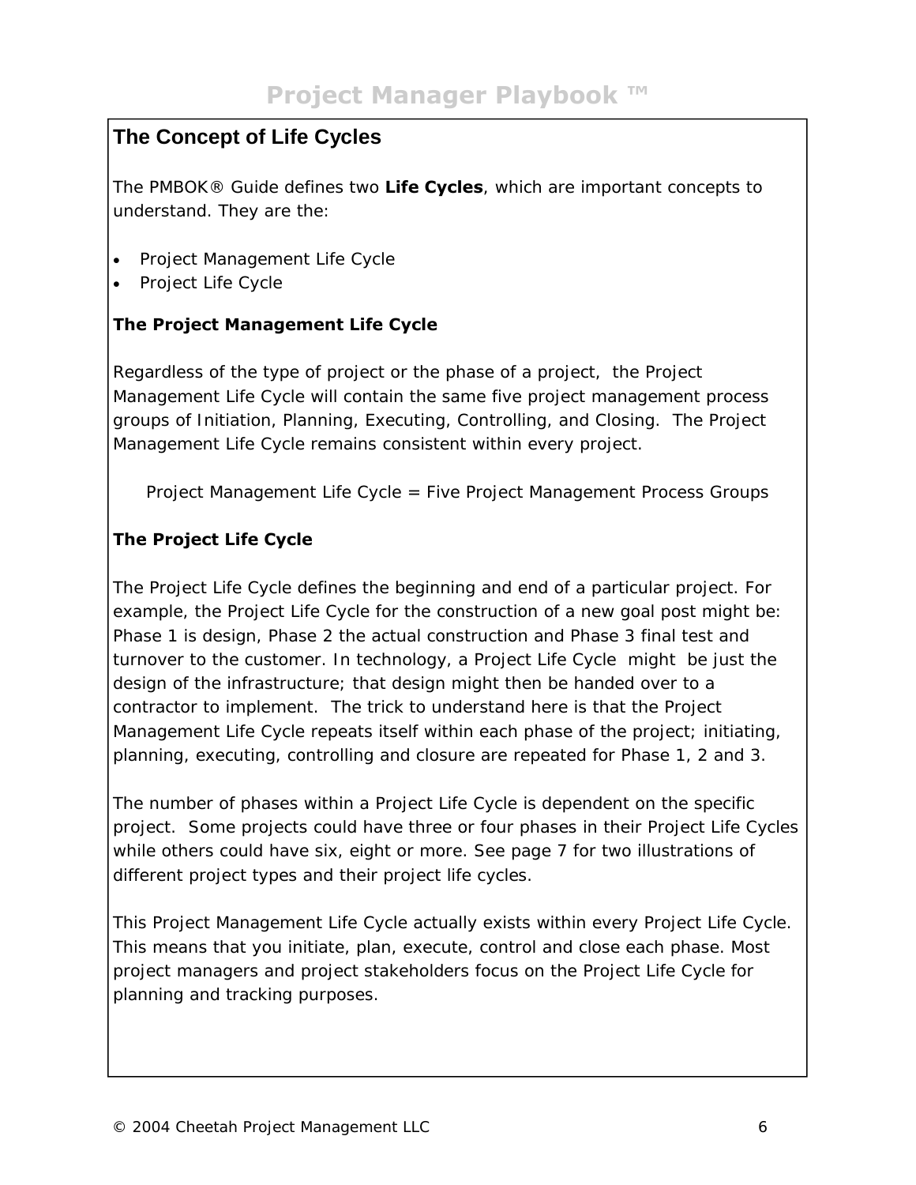## The Concept of Life Cycles

The PMBOK® Guide defines two **Life Cycles**, which are important concepts to understand. They are the:

- Project Management Life Cycle
- Project Life Cycle

**The Project Management Life Cycle**

Regardless of the type of project or the phase of a project, the Project Management Life Cycle will contain the same five project management process groups of Initiation, Planning, Executing, Controlling, and Closing. The Project Management Life Cycle remains consistent within every project.

Project Management Life Cycle = Five Project Management Process Groups

**The Project Life Cycle**

The Project Life Cycle defines the beginning and end of a particular project. For example, the Project Life Cycle for the construction of a new goal post might be: Phase 1 is design, Phase 2 the actual construction and Phase 3 final test and turnover to the customer. In technology, a Project Life Cycle might be just the design of the infrastructure; that design might then be handed over to a contractor to implement. The trick to understand here is that the Project Management Life Cycle repeats itself within each phase of the project; initiating, planning, executing, controlling and closure are repeated for Phase 1, 2 and 3.

The number of phases within a Project Life Cycle is dependent on the specific project. Some projects could have three or four phases in their Project Life Cycles while others could have six, eight or more. See page 7 for two illustrations of different project types and their project life cycles.

This Project Management Life Cycle actually exists within every Project Life Cycle. This means that you initiate, plan, execute, control and close each phase. Most project managers and project stakeholders focus on the Project Life Cycle for planning and tracking purposes.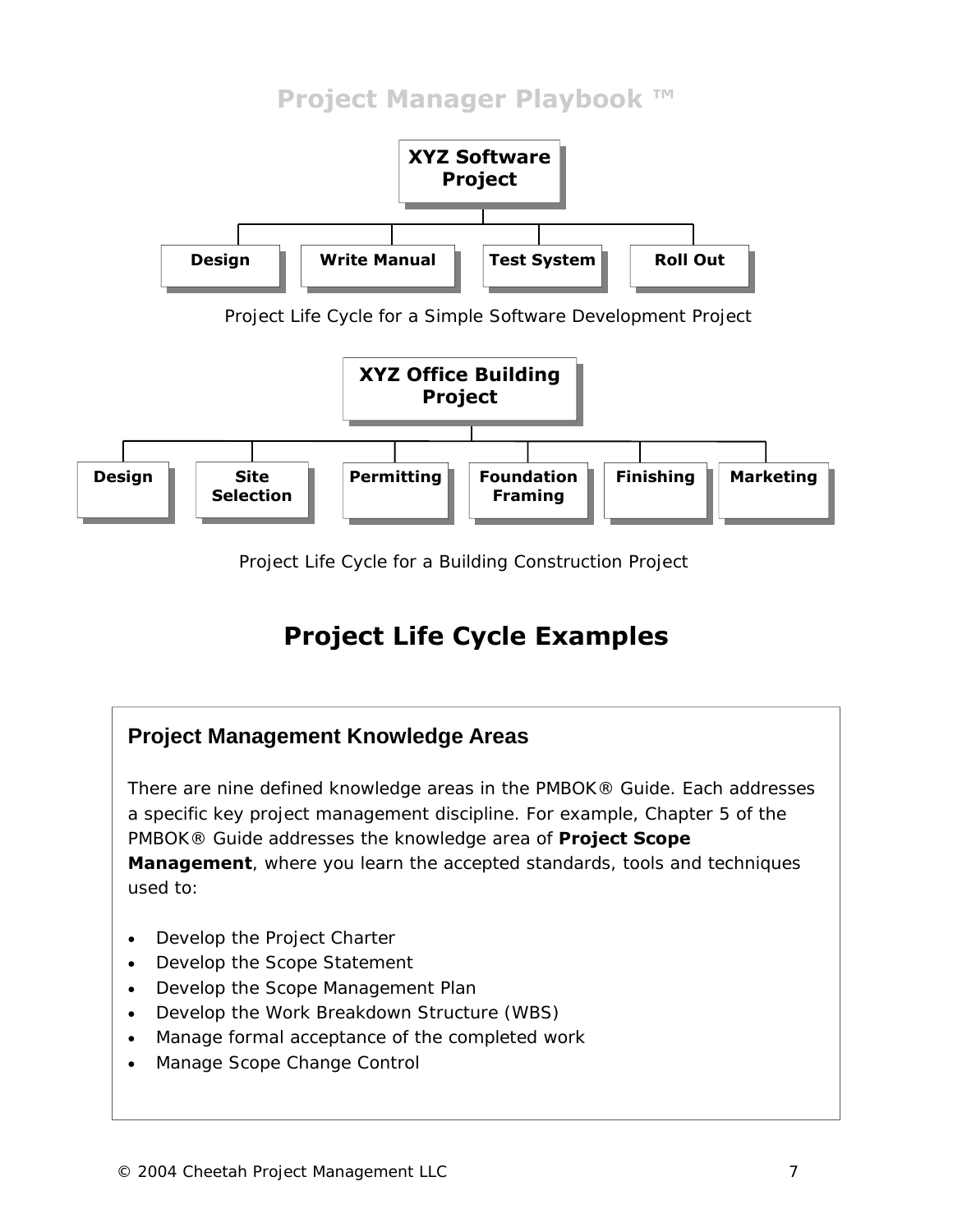XYZ Software Project

- Design
- Write Manual
- Test System
- Roll Out

Project Life Cycle for a Simple Software Development Project

XYZ Office Building Project

- Design
- Site Selection
- Permitting
- Foundation Framing
- Finishing
- Marketing

Project Life Cycle for a Building Construction Project

# Project Life Cycle Examples

### Project Management Knowledge Areas

There are nine defined knowledge areas in the PMBOK® Guide. Each addresses a specific key project management discipline. For example, Chapter 5 of the PMBOK® Guide addresses the knowledge area of **Project Scope Management**, where you learn the accepted standards, tools and techniques used to:

- Develop the Project Charter
- Develop the Scope Statement
- Develop the Scope Management Plan
- Develop the Work Breakdown Structure (WBS)
- Manage formal acceptance of the completed work
- Manage Scope Change Control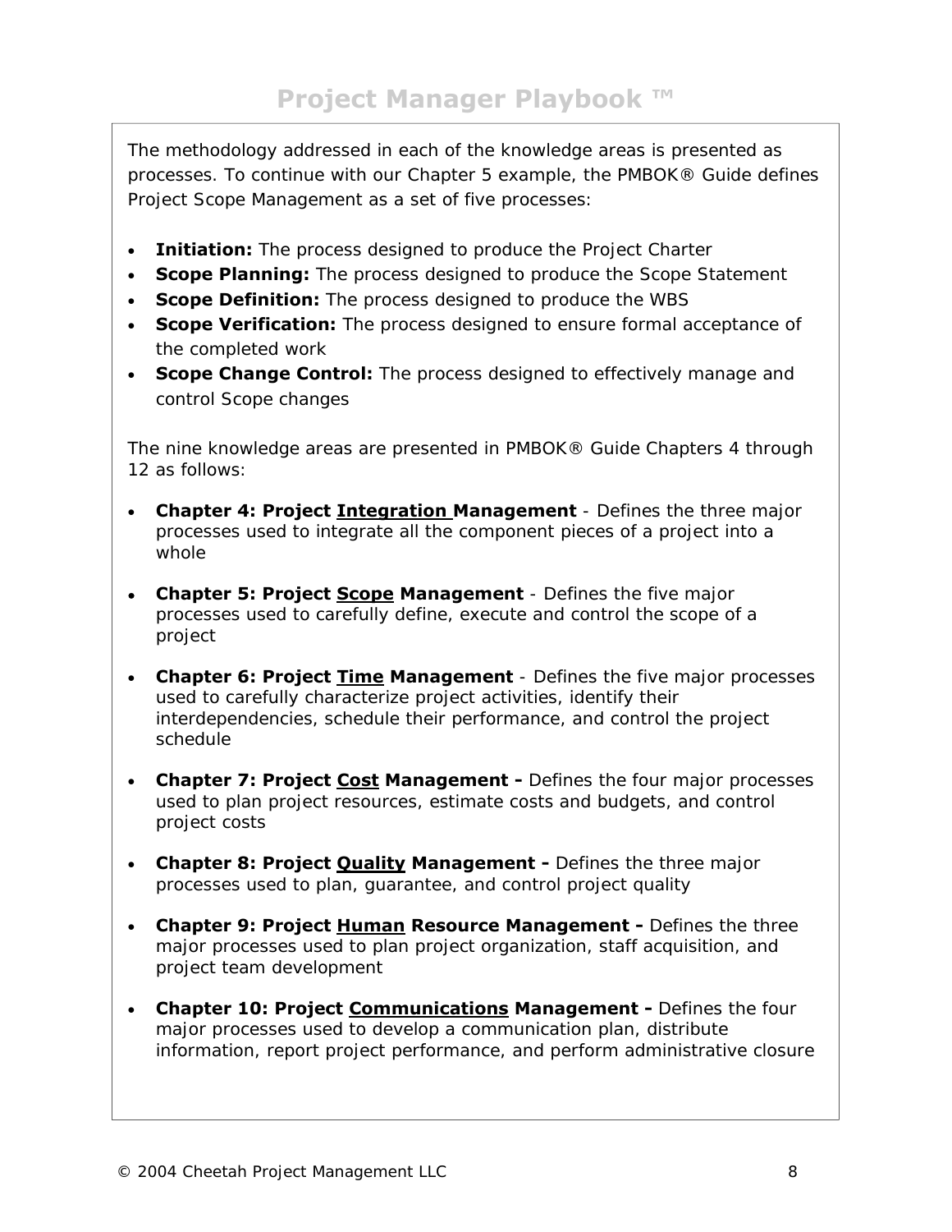The methodology addressed in each of the knowledge areas is presented as processes. To continue with our Chapter 5 example, the PMBOK® Guide defines Project Scope Management as a set of five processes:

- **Initiation:** The process designed to produce the Project Charter
- **Scope Planning:** The process designed to produce the Scope Statement
- **Scope Definition:** The process designed to produce the WBS
- **Scope Verification:** The process designed to ensure formal acceptance of the completed work
- **Scope Change Control:** The process designed to effectively manage and control Scope changes

The nine knowledge areas are presented in PMBOK® Guide Chapters 4 through 12 as follows:

- **Chapter 4: Project <u>Integration</u> Management** - Defines the three major processes used to integrate all the component pieces of a project into a whole

- **Chapter 5: Project <u>Scope</u> Management** - Defines the five major processes used to carefully define, execute and control the scope of a project

- **Chapter 6: Project <u>Time</u> Management** - Defines the five major processes used to carefully characterize project activities, identify their interdependencies, schedule their performance, and control the project schedule

- **Chapter 7: Project <u>Cost</u> Management –** Defines the four major processes used to plan project resources, estimate costs and budgets, and control project costs

- **Chapter 8: Project <u>Quality</u> Management –** Defines the three major processes used to plan, guarantee, and control project quality

- **Chapter 9: Project <u>Human</u> Resource Management –** Defines the three major processes used to plan project organization, staff acquisition, and project team development

- **Chapter 10: Project <u>Communications</u> Management –** Defines the four major processes used to develop a communication plan, distribute information, report project performance, and perform administrative closure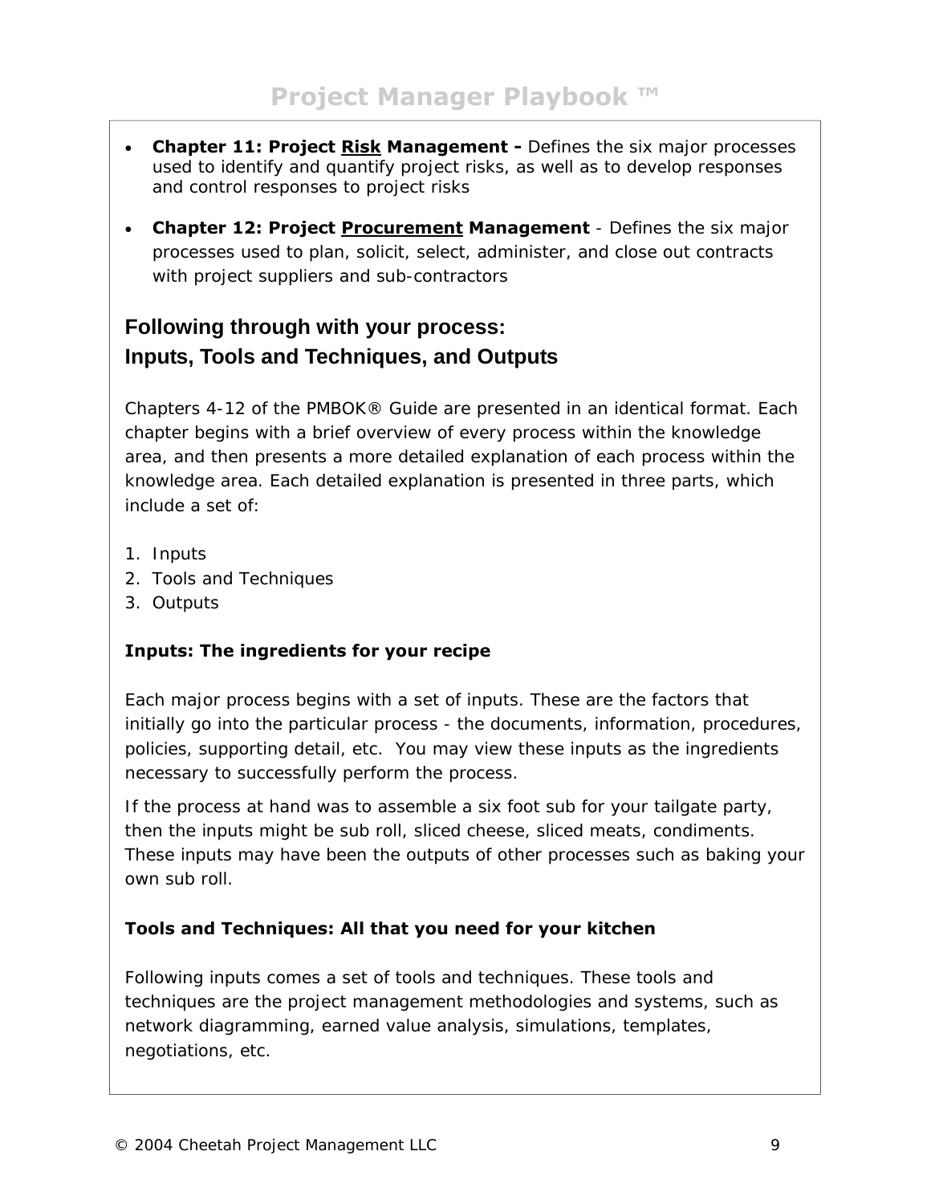- **Chapter 11: Project <u>Risk</u> Management –** Defines the six major processes used to identify and quantify project risks, as well as to develop responses and control responses to project risks
- **Chapter 12: Project <u>Procurement</u> Management** - Defines the six major processes used to plan, solicit, select, administer, and close out contracts with project suppliers and sub-contractors

## Following through with your process: Inputs, Tools and Techniques, and Outputs

Chapters 4-12 of the PMBOK® Guide are presented in an identical format. Each chapter begins with a brief overview of every process within the knowledge area, and then presents a more detailed explanation of each process within the knowledge area. Each detailed explanation is presented in three parts, which include a set of:

1. Inputs
2. Tools and Techniques
3. Outputs

**Inputs: The ingredients for your recipe**

Each major process begins with a set of inputs. These are the factors that initially go into the particular process - the documents, information, procedures, policies, supporting detail, etc. You may view these inputs as the ingredients necessary to successfully perform the process.

If the process at hand was to assemble a six foot sub for your tailgate party, then the inputs might be sub roll, sliced cheese, sliced meats, condiments. These inputs may have been the outputs of other processes such as baking your own sub roll.

**Tools and Techniques: All that you need for your kitchen**

Following inputs comes a set of tools and techniques. These tools and techniques are the project management methodologies and systems, such as network diagramming, earned value analysis, simulations, templates, negotiations, etc.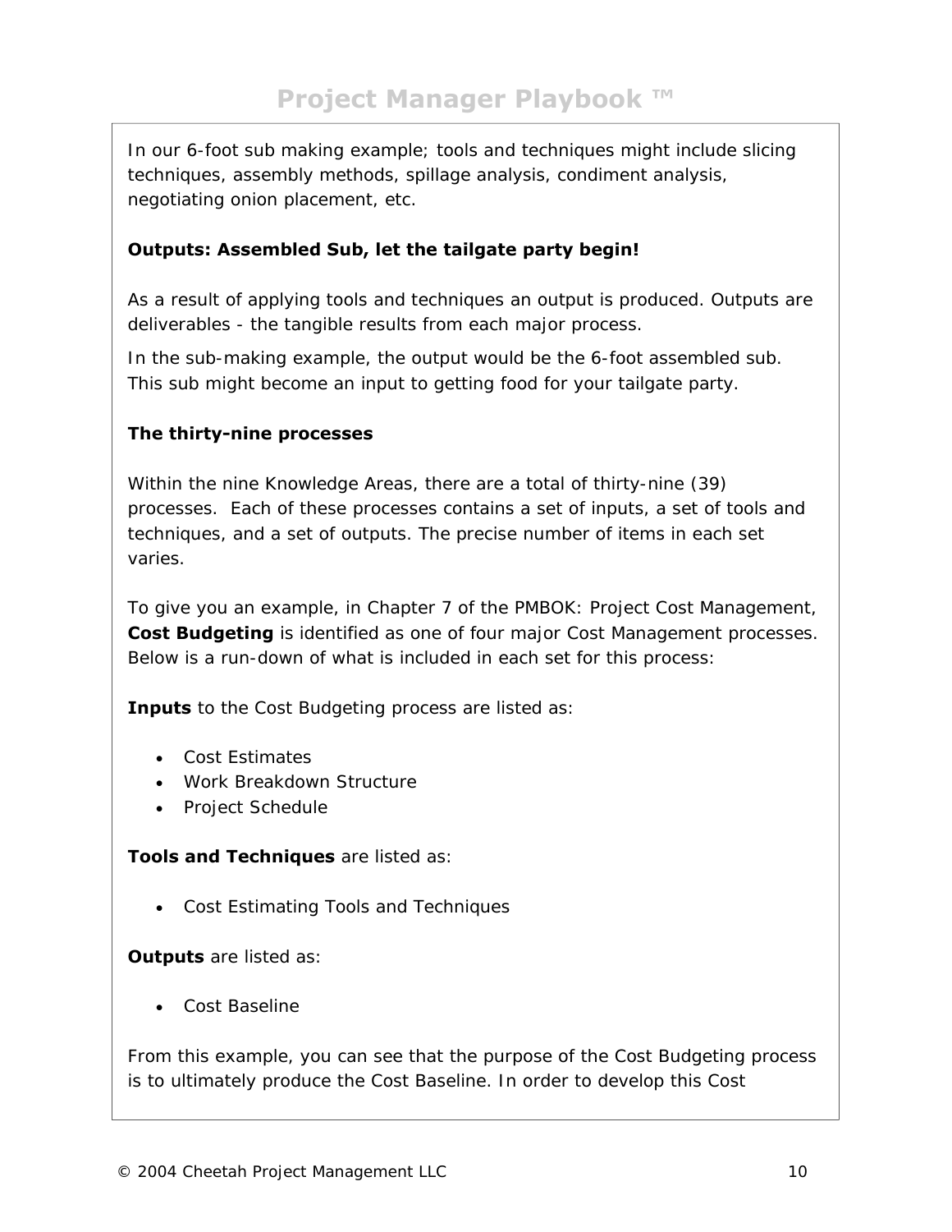In our 6-foot sub making example; tools and techniques might include slicing techniques, assembly methods, spillage analysis, condiment analysis, negotiating onion placement, etc.

**Outputs: Assembled Sub, let the tailgate party begin!**

As a result of applying tools and techniques an output is produced. Outputs are deliverables - the tangible results from each major process.

In the sub-making example, the output would be the 6-foot assembled sub. This sub might become an input to getting food for your tailgate party.

**The thirty-nine processes**

Within the nine Knowledge Areas, there are a total of thirty-nine (39) processes. Each of these processes contains a set of inputs, a set of tools and techniques, and a set of outputs. The precise number of items in each set varies.

To give you an example, in Chapter 7 of the PMBOK: Project Cost Management, **Cost Budgeting** is identified as one of four major Cost Management processes. Below is a run-down of what is included in each set for this process:

**Inputs** to the Cost Budgeting process are listed as:

- Cost Estimates
- Work Breakdown Structure
- Project Schedule

**Tools and Techniques** are listed as:

- Cost Estimating Tools and Techniques

**Outputs** are listed as:

- Cost Baseline

From this example, you can see that the purpose of the Cost Budgeting process is to ultimately produce the Cost Baseline. In order to develop this Cost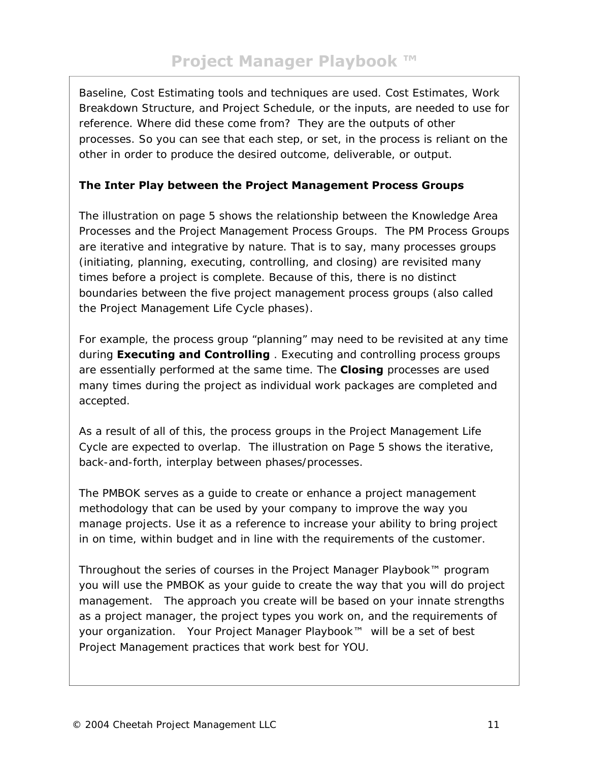Baseline, Cost Estimating tools and techniques are used. Cost Estimates, Work Breakdown Structure, and Project Schedule, or the inputs, are needed to use for reference. Where did these come from? They are the outputs of other processes. So you can see that each step, or set, in the process is reliant on the other in order to produce the desired outcome, deliverable, or output.

**The Inter Play between the Project Management Process Groups**

The illustration on page 5 shows the relationship between the Knowledge Area Processes and the Project Management Process Groups. The PM Process Groups are iterative and integrative by nature. That is to say, many processes groups (initiating, planning, executing, controlling, and closing) are revisited many times before a project is complete. Because of this, there is no distinct boundaries between the five project management process groups (also called the Project Management Life Cycle phases).

For example, the process group "planning" may need to be revisited at any time during **Executing and Controlling** . Executing and controlling process groups are essentially performed at the same time. The **Closing** processes are used many times during the project as individual work packages are completed and accepted.

As a result of all of this, the process groups in the Project Management Life Cycle are expected to overlap. The illustration on Page 5 shows the iterative, back-and-forth, interplay between phases/processes.

The PMBOK serves as a guide to create or enhance a project management methodology that can be used by your company to improve the way you manage projects. Use it as a reference to increase your ability to bring project in on time, within budget and in line with the requirements of the customer.

Throughout the series of courses in the Project Manager Playbook™ program you will use the PMBOK as your guide to create the way that you will do project management. The approach you create will be based on your innate strengths as a project manager, the project types you work on, and the requirements of your organization. Your Project Manager Playbook™ will be a set of best Project Management practices that work best for YOU.